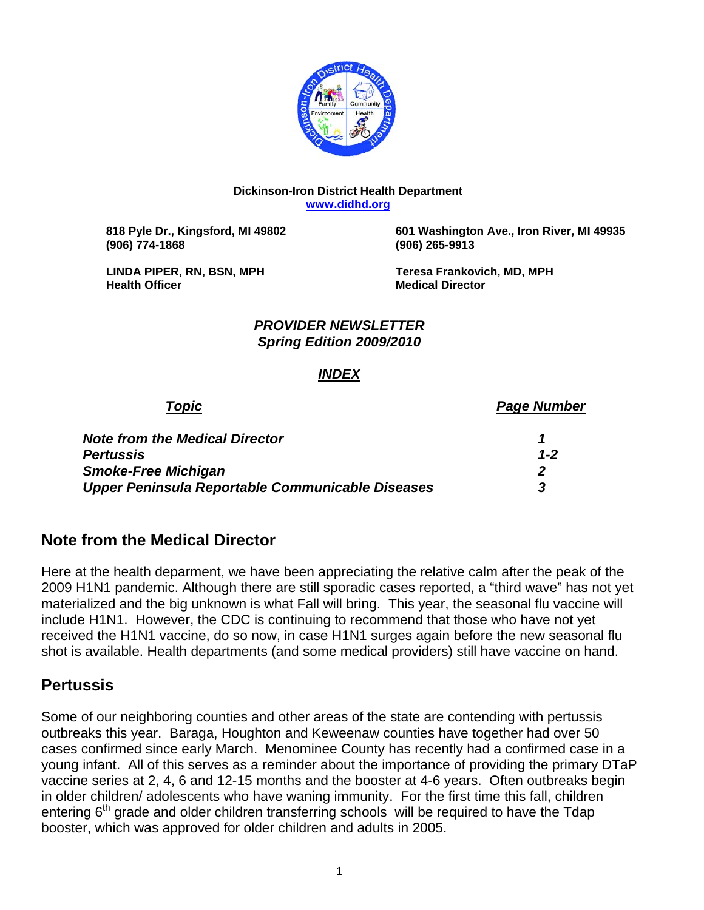**Dickinson-Iron District Health Department**
**[www.didhd.org](http://www.didhd.org)**

**818 Pyle Dr., Kingsford, MI 49802**
**(906) 774-1868**

**601 Washington Ave., Iron River, MI 49935**
**(906) 265-9913**

**LINDA PIPER, RN, BSN, MPH**
**Health Officer**

**Teresa Frankovich, MD, MPH**
**Medical Director**

***PROVIDER NEWSLETTER***
***Spring Edition 2009/2010***

***INDEX***

| ***Topic*** | ***Page Number*** |
|---|---|
| ***Note from the Medical Director*** | ***1*** |
| ***Pertussis*** | ***1-2*** |
| ***Smoke-Free Michigan*** | ***2*** |
| ***Upper Peninsula Reportable Communicable Diseases*** | ***3*** |

## Note from the Medical Director

Here at the health deparment, we have been appreciating the relative calm after the peak of the 2009 H1N1 pandemic. Although there are still sporadic cases reported, a "third wave" has not yet materialized and the big unknown is what Fall will bring. This year, the seasonal flu vaccine will include H1N1. However, the CDC is continuing to recommend that those who have not yet received the H1N1 vaccine, do so now, in case H1N1 surges again before the new seasonal flu shot is available. Health departments (and some medical providers) still have vaccine on hand.

## Pertussis

Some of our neighboring counties and other areas of the state are contending with pertussis outbreaks this year. Baraga, Houghton and Keweenaw counties have together had over 50 cases confirmed since early March. Menominee County has recently had a confirmed case in a young infant. All of this serves as a reminder about the importance of providing the primary DTaP vaccine series at 2, 4, 6 and 12-15 months and the booster at 4-6 years. Often outbreaks begin in older children/ adolescents who have waning immunity. For the first time this fall, children entering 6th grade and older children transferring schools will be required to have the Tdap booster, which was approved for older children and adults in 2005.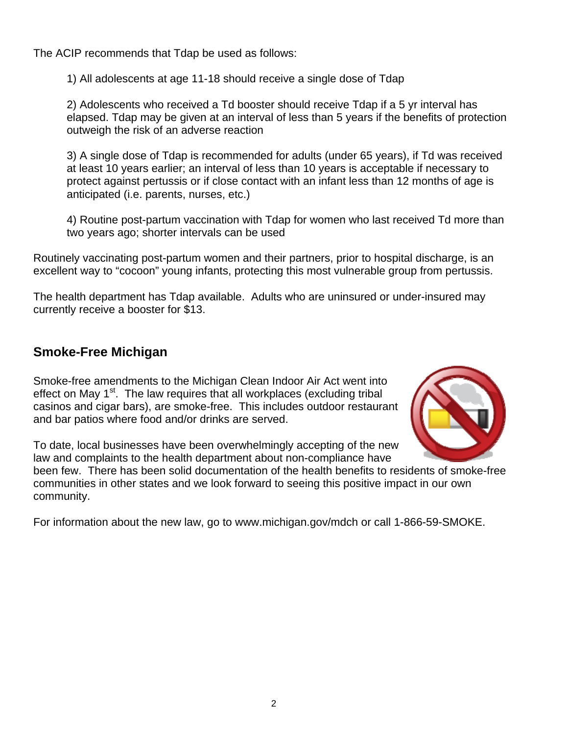The ACIP recommends that Tdap be used as follows:

1) All adolescents at age 11-18 should receive a single dose of Tdap

2) Adolescents who received a Td booster should receive Tdap if a 5 yr interval has elapsed. Tdap may be given at an interval of less than 5 years if the benefits of protection outweigh the risk of an adverse reaction

3) A single dose of Tdap is recommended for adults (under 65 years), if Td was received at least 10 years earlier; an interval of less than 10 years is acceptable if necessary to protect against pertussis or if close contact with an infant less than 12 months of age is anticipated (i.e. parents, nurses, etc.)

4) Routine post-partum vaccination with Tdap for women who last received Td more than two years ago; shorter intervals can be used

Routinely vaccinating post-partum women and their partners, prior to hospital discharge, is an excellent way to "cocoon" young infants, protecting this most vulnerable group from pertussis.

The health department has Tdap available. Adults who are uninsured or under-insured may currently receive a booster for $13.

## Smoke-Free Michigan

Smoke-free amendments to the Michigan Clean Indoor Air Act went into effect on May 1st. The law requires that all workplaces (excluding tribal casinos and cigar bars), are smoke-free. This includes outdoor restaurant and bar patios where food and/or drinks are served.

To date, local businesses have been overwhelmingly accepting of the new law and complaints to the health department about non-compliance have been few. There has been solid documentation of the health benefits to residents of smoke-free communities in other states and we look forward to seeing this positive impact in our own community.

For information about the new law, go to www.michigan.gov/mdch or call 1-866-59-SMOKE.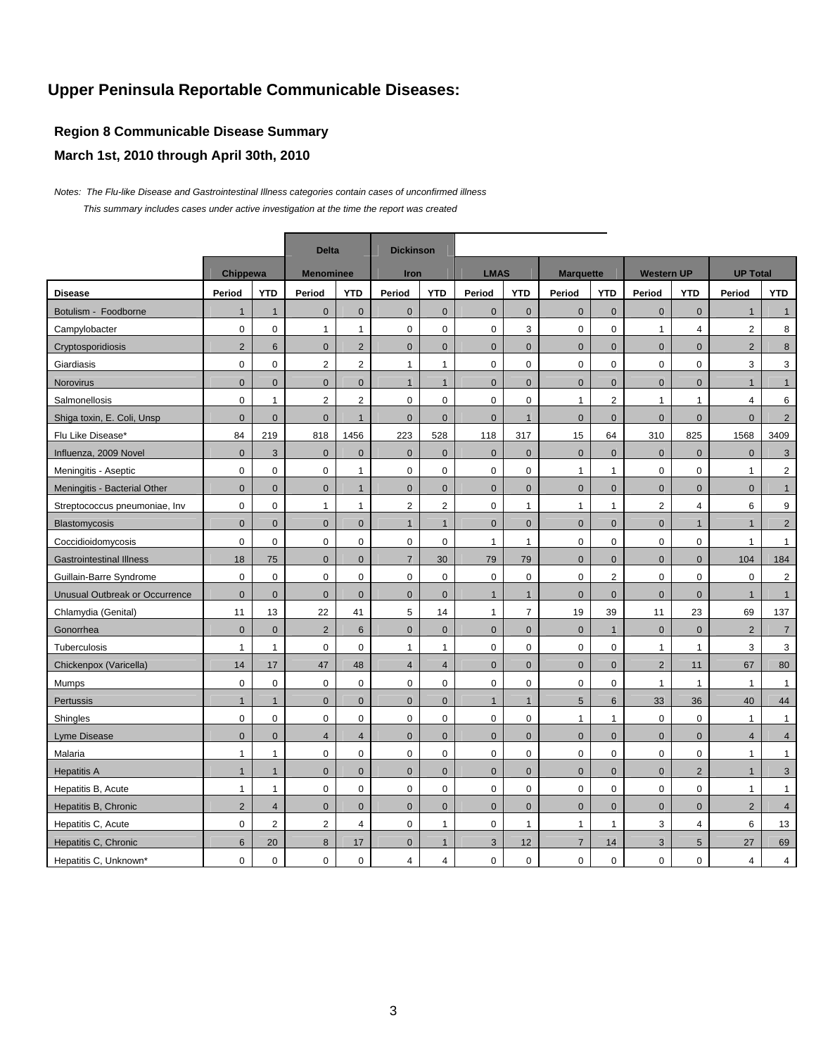# Upper Peninsula Reportable Communicable Diseases:

### Region 8 Communicable Disease Summary

### March 1st, 2010 through April 30th, 2010

*Notes: The Flu-like Disease and Gastrointestinal Illness categories contain cases of unconfirmed illness*

*This summary includes cases under active investigation at the time the report was created*

| | Chippewa | | Delta Menominee | | Dickinson Iron | | LMAS | | Marquette | | Western UP | | UP Total | |
|---|---|---|---|---|---|---|---|---|---|---|---|---|---|---|
| **Disease** | **Period** | **YTD** | **Period** | **YTD** | **Period** | **YTD** | **Period** | **YTD** | **Period** | **YTD** | **Period** | **YTD** | **Period** | **YTD** |
| Botulism - Foodborne | 1 | 1 | 0 | 0 | 0 | 0 | 0 | 0 | 0 | 0 | 0 | 0 | 1 | 1 |
| Campylobacter | 0 | 0 | 1 | 1 | 0 | 0 | 0 | 3 | 0 | 0 | 1 | 4 | 2 | 8 |
| Cryptosporidiosis | 2 | 6 | 0 | 2 | 0 | 0 | 0 | 0 | 0 | 0 | 0 | 0 | 2 | 8 |
| Giardiasis | 0 | 0 | 2 | 2 | 1 | 1 | 0 | 0 | 0 | 0 | 0 | 0 | 3 | 3 |
| Norovirus | 0 | 0 | 0 | 0 | 1 | 1 | 0 | 0 | 0 | 0 | 0 | 0 | 1 | 1 |
| Salmonellosis | 0 | 1 | 2 | 2 | 0 | 0 | 0 | 0 | 1 | 2 | 1 | 1 | 4 | 6 |
| Shiga toxin, E. Coli, Unsp | 0 | 0 | 0 | 1 | 0 | 0 | 0 | 1 | 0 | 0 | 0 | 0 | 0 | 2 |
| Flu Like Disease* | 84 | 219 | 818 | 1456 | 223 | 528 | 118 | 317 | 15 | 64 | 310 | 825 | 1568 | 3409 |
| Influenza, 2009 Novel | 0 | 3 | 0 | 0 | 0 | 0 | 0 | 0 | 0 | 0 | 0 | 0 | 0 | 3 |
| Meningitis - Aseptic | 0 | 0 | 0 | 1 | 0 | 0 | 0 | 0 | 1 | 1 | 0 | 0 | 1 | 2 |
| Meningitis - Bacterial Other | 0 | 0 | 0 | 1 | 0 | 0 | 0 | 0 | 0 | 0 | 0 | 0 | 0 | 1 |
| Streptococcus pneumoniae, Inv | 0 | 0 | 1 | 1 | 2 | 2 | 0 | 1 | 1 | 1 | 2 | 4 | 6 | 9 |
| Blastomycosis | 0 | 0 | 0 | 0 | 1 | 1 | 0 | 0 | 0 | 0 | 0 | 1 | 1 | 2 |
| Coccidioidomycosis | 0 | 0 | 0 | 0 | 0 | 0 | 1 | 1 | 0 | 0 | 0 | 0 | 1 | 1 |
| Gastrointestinal Illness | 18 | 75 | 0 | 0 | 7 | 30 | 79 | 79 | 0 | 0 | 0 | 0 | 104 | 184 |
| Guillain-Barre Syndrome | 0 | 0 | 0 | 0 | 0 | 0 | 0 | 0 | 0 | 2 | 0 | 0 | 0 | 2 |
| Unusual Outbreak or Occurrence | 0 | 0 | 0 | 0 | 0 | 0 | 1 | 1 | 0 | 0 | 0 | 0 | 1 | 1 |
| Chlamydia (Genital) | 11 | 13 | 22 | 41 | 5 | 14 | 1 | 7 | 19 | 39 | 11 | 23 | 69 | 137 |
| Gonorrhea | 0 | 0 | 2 | 6 | 0 | 0 | 0 | 0 | 0 | 1 | 0 | 0 | 2 | 7 |
| Tuberculosis | 1 | 1 | 0 | 0 | 1 | 1 | 0 | 0 | 0 | 0 | 1 | 1 | 3 | 3 |
| Chickenpox (Varicella) | 14 | 17 | 47 | 48 | 4 | 4 | 0 | 0 | 0 | 0 | 2 | 11 | 67 | 80 |
| Mumps | 0 | 0 | 0 | 0 | 0 | 0 | 0 | 0 | 0 | 0 | 1 | 1 | 1 | 1 |
| Pertussis | 1 | 1 | 0 | 0 | 0 | 0 | 1 | 1 | 5 | 6 | 33 | 36 | 40 | 44 |
| Shingles | 0 | 0 | 0 | 0 | 0 | 0 | 0 | 0 | 1 | 1 | 0 | 0 | 1 | 1 |
| Lyme Disease | 0 | 0 | 4 | 4 | 0 | 0 | 0 | 0 | 0 | 0 | 0 | 0 | 4 | 4 |
| Malaria | 1 | 1 | 0 | 0 | 0 | 0 | 0 | 0 | 0 | 0 | 0 | 0 | 1 | 1 |
| Hepatitis A | 1 | 1 | 0 | 0 | 0 | 0 | 0 | 0 | 0 | 0 | 0 | 2 | 1 | 3 |
| Hepatitis B, Acute | 1 | 1 | 0 | 0 | 0 | 0 | 0 | 0 | 0 | 0 | 0 | 0 | 1 | 1 |
| Hepatitis B, Chronic | 2 | 4 | 0 | 0 | 0 | 0 | 0 | 0 | 0 | 0 | 0 | 0 | 2 | 4 |
| Hepatitis C, Acute | 0 | 2 | 2 | 4 | 0 | 1 | 0 | 1 | 1 | 1 | 3 | 4 | 6 | 13 |
| Hepatitis C, Chronic | 6 | 20 | 8 | 17 | 0 | 1 | 3 | 12 | 7 | 14 | 3 | 5 | 27 | 69 |
| Hepatitis C, Unknown* | 0 | 0 | 0 | 0 | 4 | 4 | 0 | 0 | 0 | 0 | 0 | 0 | 4 | 4 |